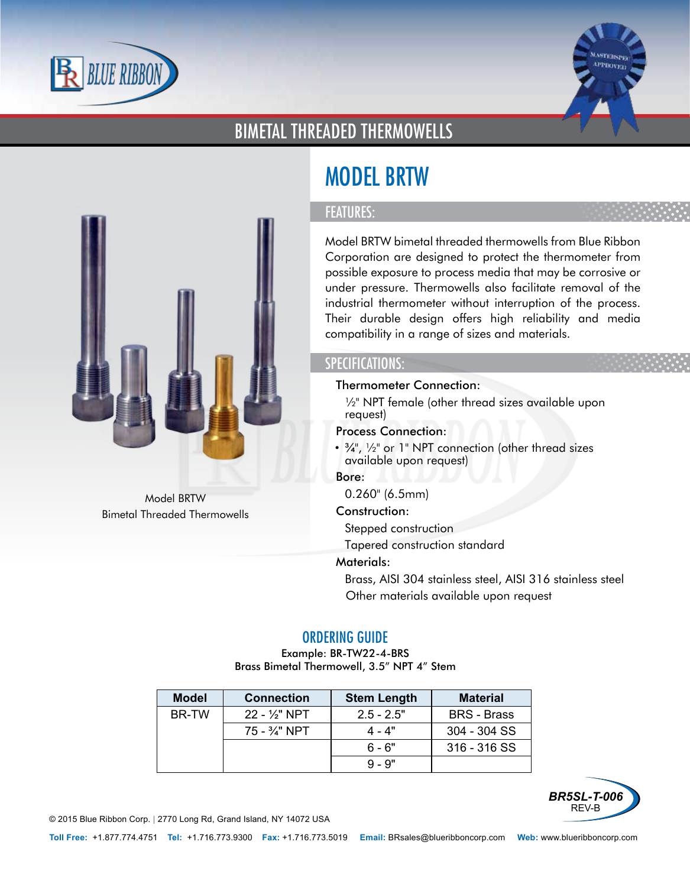# BIMETAL THREADED THERMOWELLS

Model BRTW
Bimetal Threaded Thermowells

## MODEL BRTW

### FEATURES:

Model BRTW bimetal threaded thermowells from Blue Ribbon Corporation are designed to protect the thermometer from possible exposure to process media that may be corrosive or under pressure. Thermowells also facilitate removal of the industrial thermometer without interruption of the process. Their durable design offers high reliability and media compatibility in a range of sizes and materials.

### SPECIFICATIONS:

**Thermometer Connection:**

½" NPT female (other thread sizes available upon request)

**Process Connection:**

- ¾", ½" or 1" NPT connection (other thread sizes available upon request)

**Bore:**

0.260" (6.5mm)

**Construction:**

Stepped construction
Tapered construction standard

**Materials:**

Brass, AISI 304 stainless steel, AISI 316 stainless steel
Other materials available upon request

### ORDERING GUIDE

Example: BR-TW22-4-BRS
Brass Bimetal Thermowell, 3.5″ NPT 4″ Stem

| Model | Connection | Stem Length | Material |
|---|---|---|---|
| BR-TW | 22 - ½" NPT | 2.5 - 2.5" | BRS - Brass |
| | 75 - ¾" NPT | 4 - 4" | 304 - 304 SS |
| | | 6 - 6" | 316 - 316 SS |
| | | 9 - 9" | |

BR5SL-T-006
REV-B

© 2015 Blue Ribbon Corp. | 2770 Long Rd, Grand Island, NY 14072 USA

**Toll Free:** +1.877.774.4751 **Tel:** +1.716.773.9300 **Fax:** +1.716.773.5019 **Email:** BRsales@blueribboncorp.com **Web:** www.blueribboncorp.com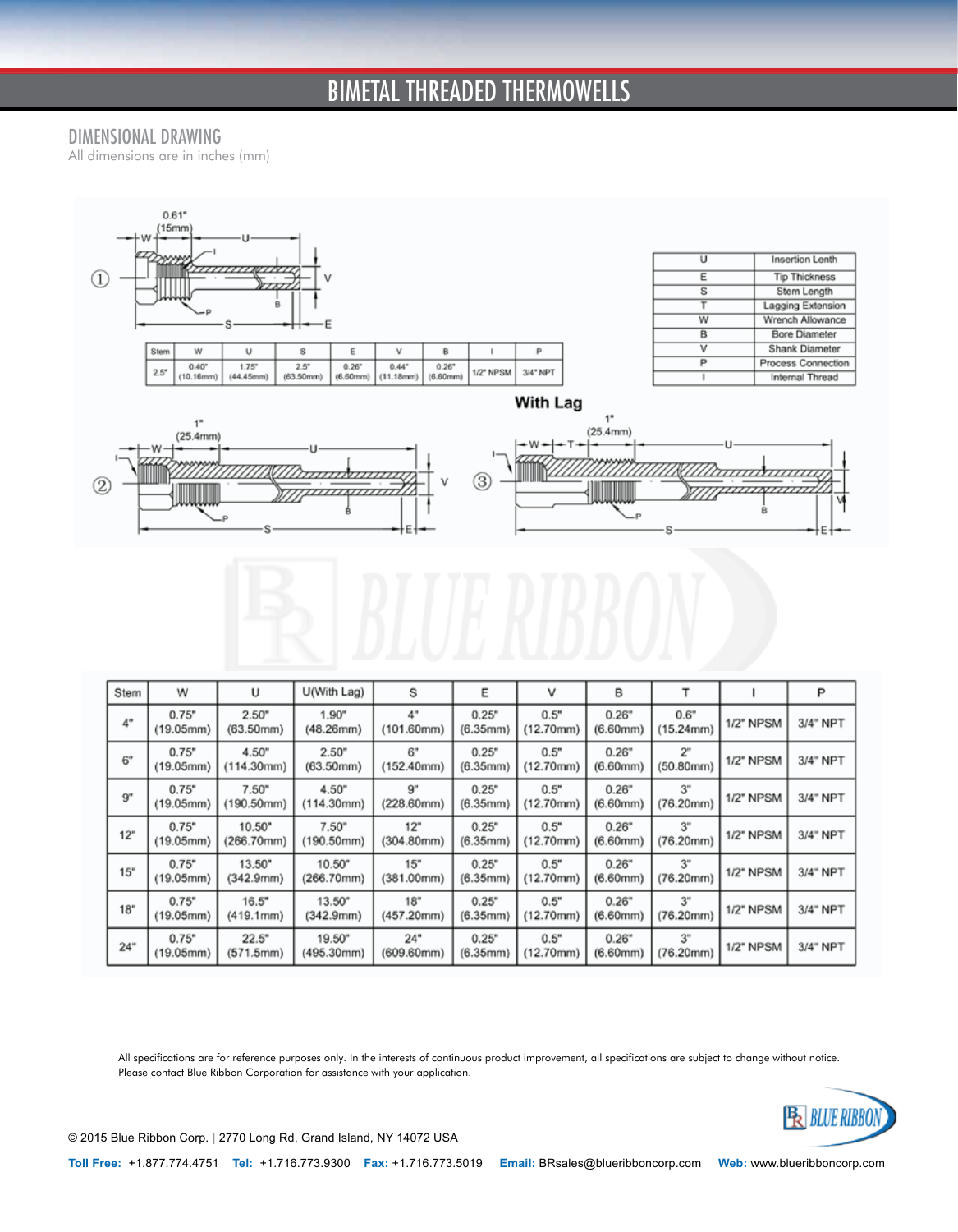# BIMETAL THREADED THERMOWELLS

## DIMENSIONAL DRAWING

All dimensions are in inches (mm)

①

0.61"
(15mm)

W U I V B P S E

| Stem | W | U | S | E | V | B | I | P |
|---|---|---|---|---|---|---|---|---|
| 2.5" | 0.40" (10.16mm) | 1.75" (44.45mm) | 2.5" (63.50mm) | 0.26" (6.60mm) | 0.44" (11.18mm) | 0.26" (6.60mm) | 1/2" NPSM | 3/4" NPT |

| | |
|---|---|
| U | Insertion Lenth |
| E | Tip Thickness |
| S | Stem Length |
| T | Lagging Extension |
| W | Wrench Allowance |
| B | Bore Diameter |
| V | Shank Diameter |
| P | Process Connection |
| I | Internal Thread |

②

1"
(25.4mm)

I W U V P B S E

**With Lag**

③

1"
(25.4mm)

I W T U P V B S E

| Stem | W | U | U(With Lag) | S | E | V | B | T | I | P |
|---|---|---|---|---|---|---|---|---|---|---|
| 4" | 0.75" (19.05mm) | 2.50" (63.50mm) | 1.90" (48.26mm) | 4" (101.60mm) | 0.25" (6.35mm) | 0.5" (12.70mm) | 0.26" (6.60mm) | 0.6" (15.24mm) | 1/2" NPSM | 3/4" NPT |
| 6" | 0.75" (19.05mm) | 4.50" (114.30mm) | 2.50" (63.50mm) | 6" (152.40mm) | 0.25" (6.35mm) | 0.5" (12.70mm) | 0.26" (6.60mm) | 2" (50.80mm) | 1/2" NPSM | 3/4" NPT |
| 9" | 0.75" (19.05mm) | 7.50" (190.50mm) | 4.50" (114.30mm) | 9" (228.60mm) | 0.25" (6.35mm) | 0.5" (12.70mm) | 0.26" (6.60mm) | 3" (76.20mm) | 1/2" NPSM | 3/4" NPT |
| 12" | 0.75" (19.05mm) | 10.50" (266.70mm) | 7.50" (190.50mm) | 12" (304.80mm) | 0.25" (6.35mm) | 0.5" (12.70mm) | 0.26" (6.60mm) | 3" (76.20mm) | 1/2" NPSM | 3/4" NPT |
| 15" | 0.75" (19.05mm) | 13.50" (342.9mm) | 10.50" (266.70mm) | 15" (381.00mm) | 0.25" (6.35mm) | 0.5" (12.70mm) | 0.26" (6.60mm) | 3" (76.20mm) | 1/2" NPSM | 3/4" NPT |
| 18" | 0.75" (19.05mm) | 16.5" (419.1mm) | 13.50" (342.9mm) | 18" (457.20mm) | 0.25" (6.35mm) | 0.5" (12.70mm) | 0.26" (6.60mm) | 3" (76.20mm) | 1/2" NPSM | 3/4" NPT |
| 24" | 0.75" (19.05mm) | 22.5" (571.5mm) | 19.50" (495.30mm) | 24" (609.60mm) | 0.25" (6.35mm) | 0.5" (12.70mm) | 0.26" (6.60mm) | 3" (76.20mm) | 1/2" NPSM | 3/4" NPT |

All specifications are for reference purposes only. In the interests of continuous product improvement, all specifications are subject to change without notice. Please contact Blue Ribbon Corporation for assistance with your application.

© 2015 Blue Ribbon Corp. | 2770 Long Rd, Grand Island, NY 14072 USA

**Toll Free:** +1.877.774.4751 **Tel:** +1.716.773.9300 **Fax:** +1.716.773.5019 **Email:** BRsales@blueribboncorp.com **Web:** www.blueribboncorp.com